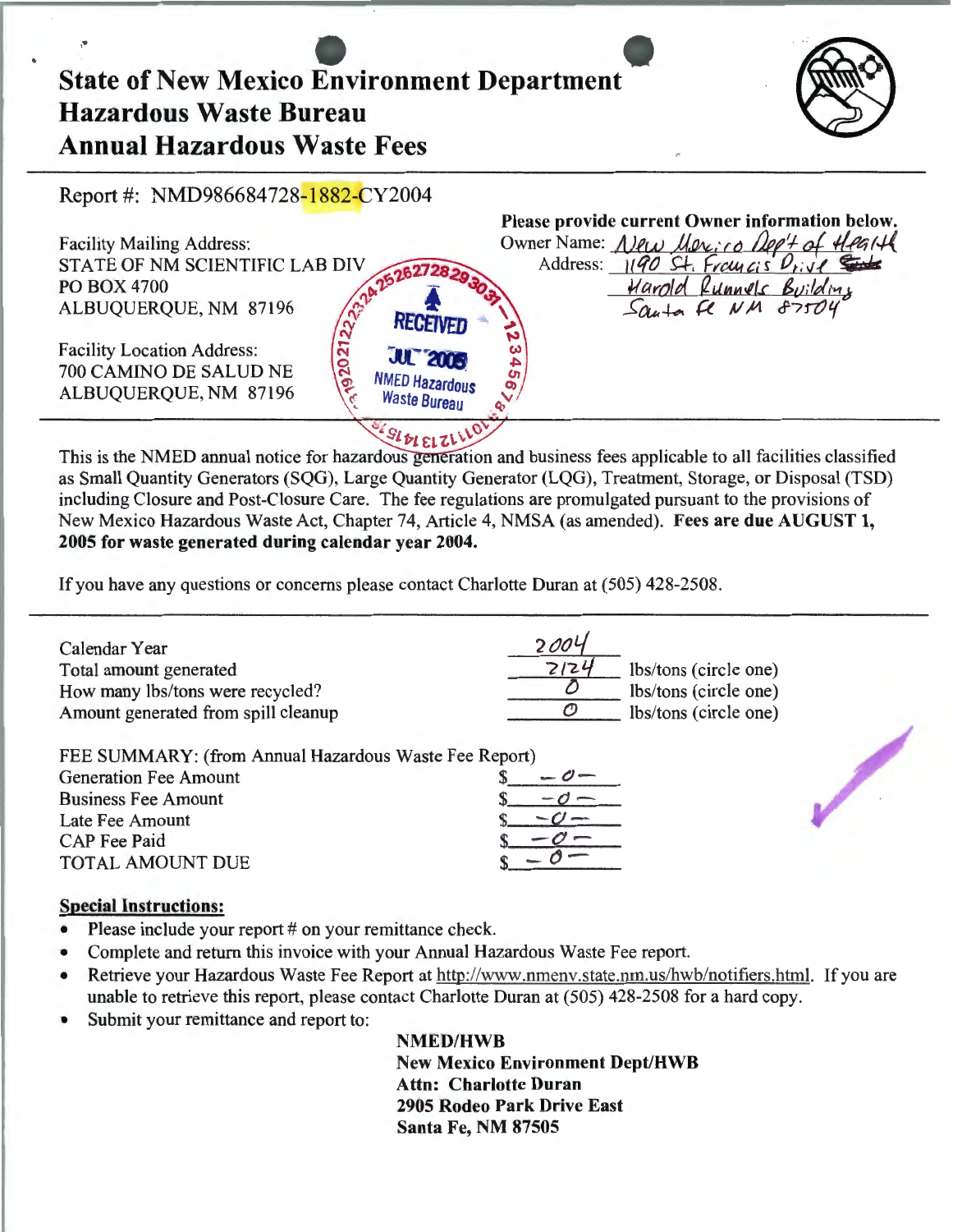# State of New Mexico Environment Department
# Hazardous Waste Bureau
# Annual Hazardous Waste Fees

Report #: NMD986684728-1882-CY2004

Facility Mailing Address:
STATE OF NM SCIENTIFIC LAB DIV
PO BOX 4700
ALBUQUERQUE, NM 87196

Facility Location Address:
700 CAMINO DE SALUD NE
ALBUQUERQUE, NM 87196

RECEIVED
JUL 2005
NMED Hazardous Waste Bureau

**Please provide current Owner information below.**
Owner Name: New Mexico Dep't of Health
Address: 1190 St. Francis Drive
Harold Runnels Building
Santa Fe NM 87504

This is the NMED annual notice for hazardous generation and business fees applicable to all facilities classified as Small Quantity Generators (SQG), Large Quantity Generator (LQG), Treatment, Storage, or Disposal (TSD) including Closure and Post-Closure Care. The fee regulations are promulgated pursuant to the provisions of New Mexico Hazardous Waste Act, Chapter 74, Article 4, NMSA (as amended). **Fees are due AUGUST 1, 2005 for waste generated during calendar year 2004.**

If you have any questions or concerns please contact Charlotte Duran at (505) 428-2508.

| | | |
|---|---|---|
| Calendar Year | 2004 | |
| Total amount generated | 2124 | lbs/tons (circle one) |
| How many lbs/tons were recycled? | 0 | lbs/tons (circle one) |
| Amount generated from spill cleanup | 0 | lbs/tons (circle one) |

FEE SUMMARY: (from Annual Hazardous Waste Fee Report)

| | |
|---|---|
| Generation Fee Amount | $ -0- |
| Business Fee Amount | $ -0- |
| Late Fee Amount | $ -0- |
| CAP Fee Paid | $ -0- |
| TOTAL AMOUNT DUE | $ -0- |

**Special Instructions:**

- Please include your report # on your remittance check.
- Complete and return this invoice with your Annual Hazardous Waste Fee report.
- Retrieve your Hazardous Waste Fee Report at http://www.nmenv.state.nm.us/hwb/notifiers.html. If you are unable to retrieve this report, please contact Charlotte Duran at (505) 428-2508 for a hard copy.
- Submit your remittance and report to:

**NMED/HWB**
**New Mexico Environment Dept/HWB**
**Attn: Charlotte Duran**
**2905 Rodeo Park Drive East**
**Santa Fe, NM 87505**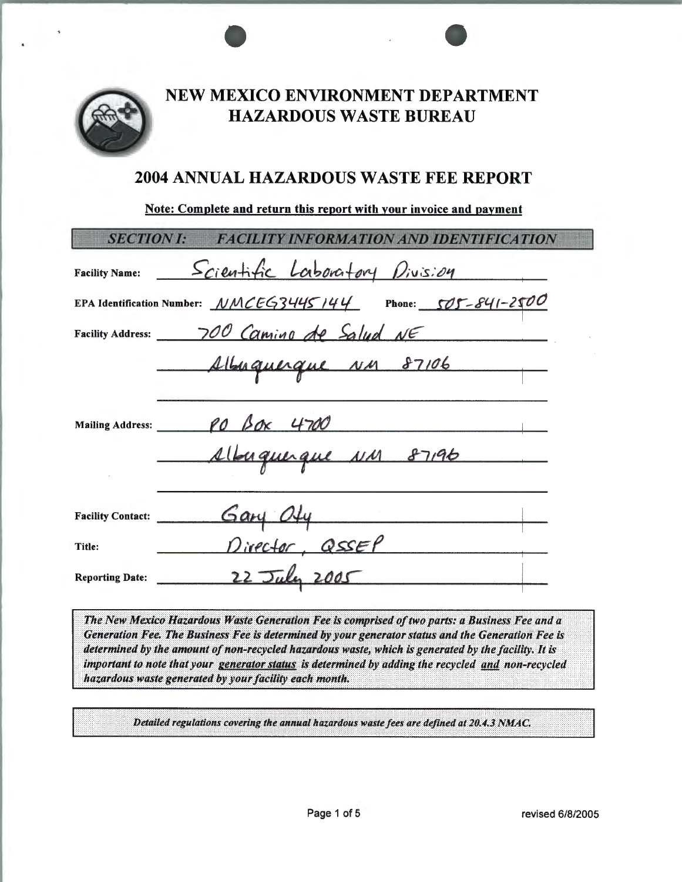# NEW MEXICO ENVIRONMENT DEPARTMENT
# HAZARDOUS WASTE BUREAU

## 2004 ANNUAL HAZARDOUS WASTE FEE REPORT

**Note: Complete and return this report with your invoice and payment**

### SECTION I: FACILITY INFORMATION AND IDENTIFICATION

**Facility Name:** Scientific Laboratory Division

**EPA Identification Number:** NMCEG3445144 **Phone:** 505-841-2500

**Facility Address:** 700 Camino de Salud NE
Albuquerque NM 87106

**Mailing Address:** PO Box 4700
Albuquerque NM 87196

**Facility Contact:** Gary Oty

**Title:** Director, QSSEP

**Reporting Date:** 22 July 2005

***The New Mexico Hazardous Waste Generation Fee is comprised of two parts: a Business Fee and a Generation Fee. The Business Fee is determined by your generator status and the Generation Fee is determined by the amount of non-recycled hazardous waste, which is generated by the facility. It is important to note that your generator status is determined by adding the recycled and non-recycled hazardous waste generated by your facility each month.***

***Detailed regulations covering the annual hazardous waste fees are defined at 20.4.3 NMAC.***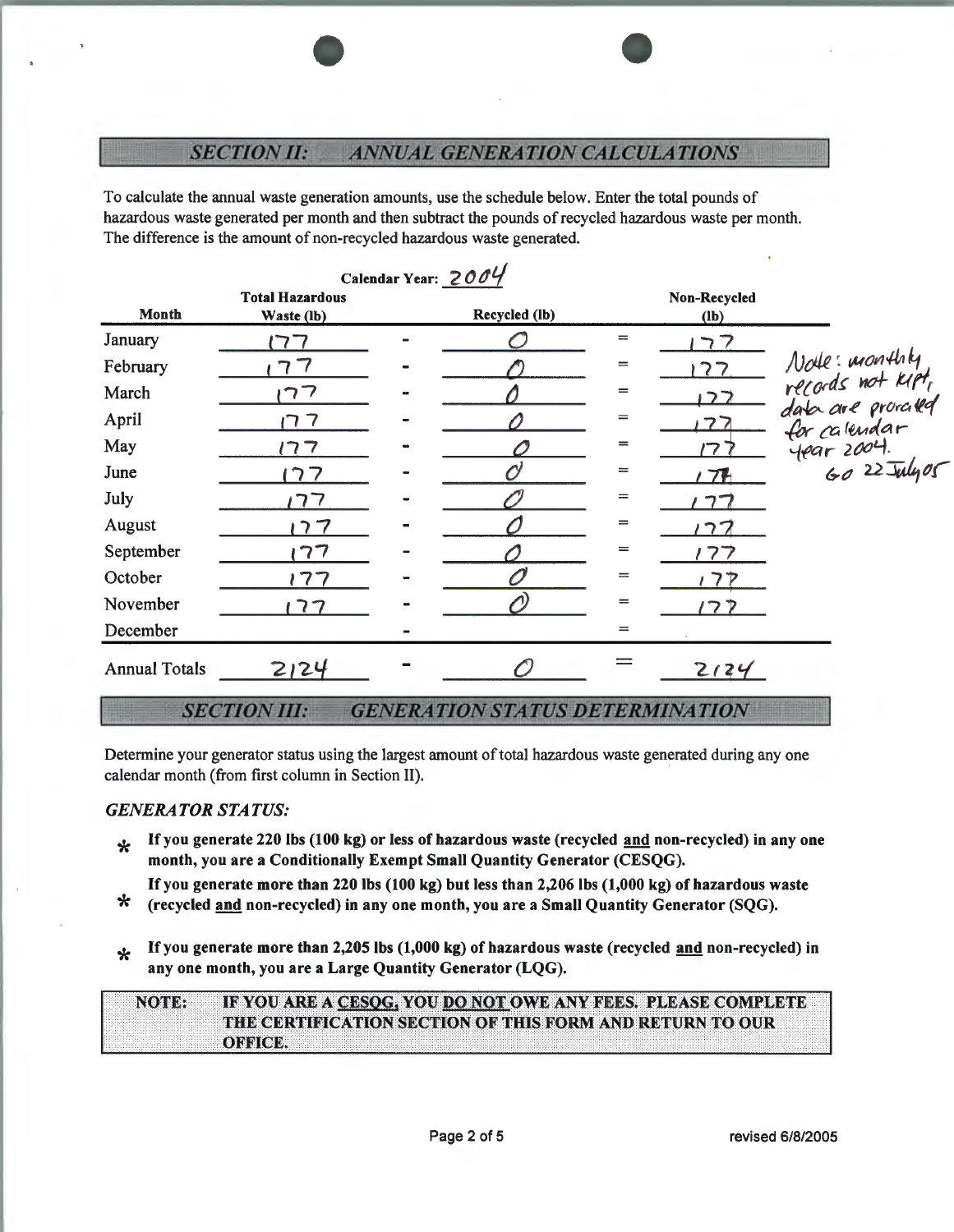## *SECTION II: ANNUAL GENERATION CALCULATIONS*

To calculate the annual waste generation amounts, use the schedule below. Enter the total pounds of hazardous waste generated per month and then subtract the pounds of recycled hazardous waste per month. The difference is the amount of non-recycled hazardous waste generated.

Calendar Year: 2004

| Month | Total Hazardous Waste (lb) | | Recycled (lb) | | Non-Recycled (lb) |
|---|---|---|---|---|---|
| January | 177 | - | 0 | = | 177 |
| February | 177 | - | 0 | = | 177 |
| March | 177 | - | 0 | = | 177 |
| April | 177 | - | 0 | = | 177 |
| May | 177 | - | 0 | = | 177 |
| June | 177 | - | 0 | = | 177 |
| July | 177 | - | 0 | = | 177 |
| August | 177 | - | 0 | = | 177 |
| September | 177 | - | 0 | = | 177 |
| October | 177 | - | 0 | = | 177 |
| November | 177 | - | 0 | = | 177 |
| December | | - | | = | |
| Annual Totals | 2124 | - | 0 | = | 2124 |

Note: monthly records not kept, data are prorated for calendar year 2004. GO 22 July 05

## *SECTION III: GENERATION STATUS DETERMINATION*

Determine your generator status using the largest amount of total hazardous waste generated during any one calendar month (from first column in Section II).

### *GENERATOR STATUS:*

* **If you generate 220 lbs (100 kg) or less of hazardous waste (recycled and non-recycled) in any one month, you are a Conditionally Exempt Small Quantity Generator (CESQG).**
* **If you generate more than 220 lbs (100 kg) but less than 2,206 lbs (1,000 kg) of hazardous waste (recycled and non-recycled) in any one month, you are a Small Quantity Generator (SQG).**
* **If you generate more than 2,205 lbs (1,000 kg) of hazardous waste (recycled and non-recycled) in any one month, you are a Large Quantity Generator (LQG).**

**NOTE: IF YOU ARE A CESQG, YOU DO NOT OWE ANY FEES. PLEASE COMPLETE THE CERTIFICATION SECTION OF THIS FORM AND RETURN TO OUR OFFICE.**

revised 6/8/2005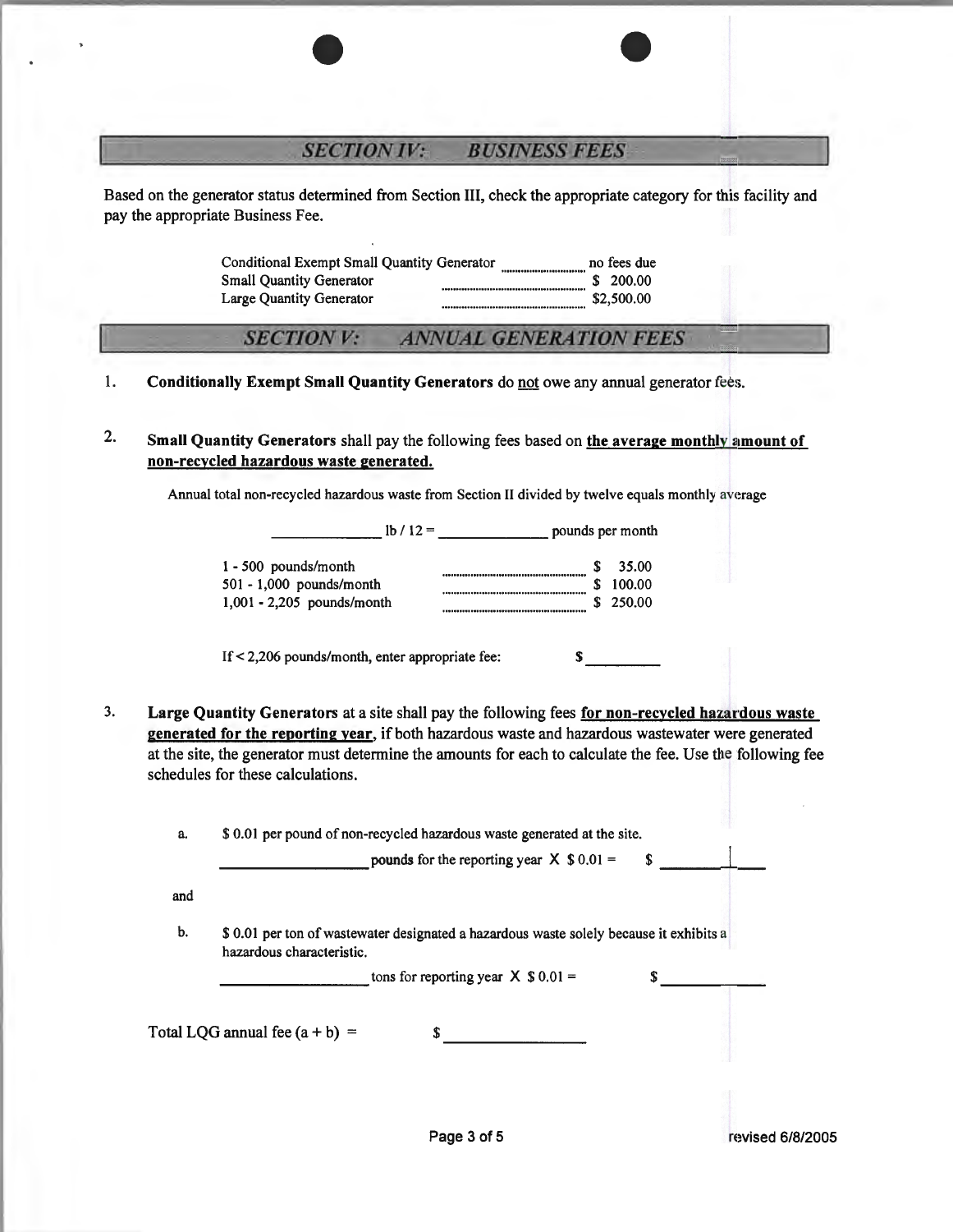## SECTION IV: BUSINESS FEES

Based on the generator status determined from Section III, check the appropriate category for this facility and pay the appropriate Business Fee.

| | |
|---|---|
| Conditional Exempt Small Quantity Generator | no fees due |
| Small Quantity Generator | $ 200.00 |
| Large Quantity Generator | $2,500.00 |

## SECTION V: ANNUAL GENERATION FEES

1. **Conditionally Exempt Small Quantity Generators** do <u>not</u> owe any annual generator fees.

2. **Small Quantity Generators** shall pay the following fees based on **<u>the average monthly amount of non-recycled hazardous waste generated.</u>**

   Annual total non-recycled hazardous waste from Section II divided by twelve equals monthly average

   ______________ lb / 12 = ______________ pounds per month

   | | |
   |---|---|
   | 1 - 500 pounds/month | $ 35.00 |
   | 501 - 1,000 pounds/month | $ 100.00 |
   | 1,001 - 2,205 pounds/month | $ 250.00 |

   If < 2,206 pounds/month, enter appropriate fee: $ _________

3. **Large Quantity Generators** at a site shall pay the following fees **<u>for non-recycled hazardous waste generated for the reporting year</u>**, if both hazardous waste and hazardous wastewater were generated at the site, the generator must determine the amounts for each to calculate the fee. Use the following fee schedules for these calculations.

   a. $ 0.01 per pound of non-recycled hazardous waste generated at the site.

   ______________ **pounds** for the reporting year X $ 0.01 = $ _________

   and

   b. $ 0.01 per ton of wastewater designated a hazardous waste solely because it exhibits a hazardous characteristic.

   ______________ tons for reporting year X $ 0.01 = $ _________

   Total LQG annual fee (a + b) = $ ______________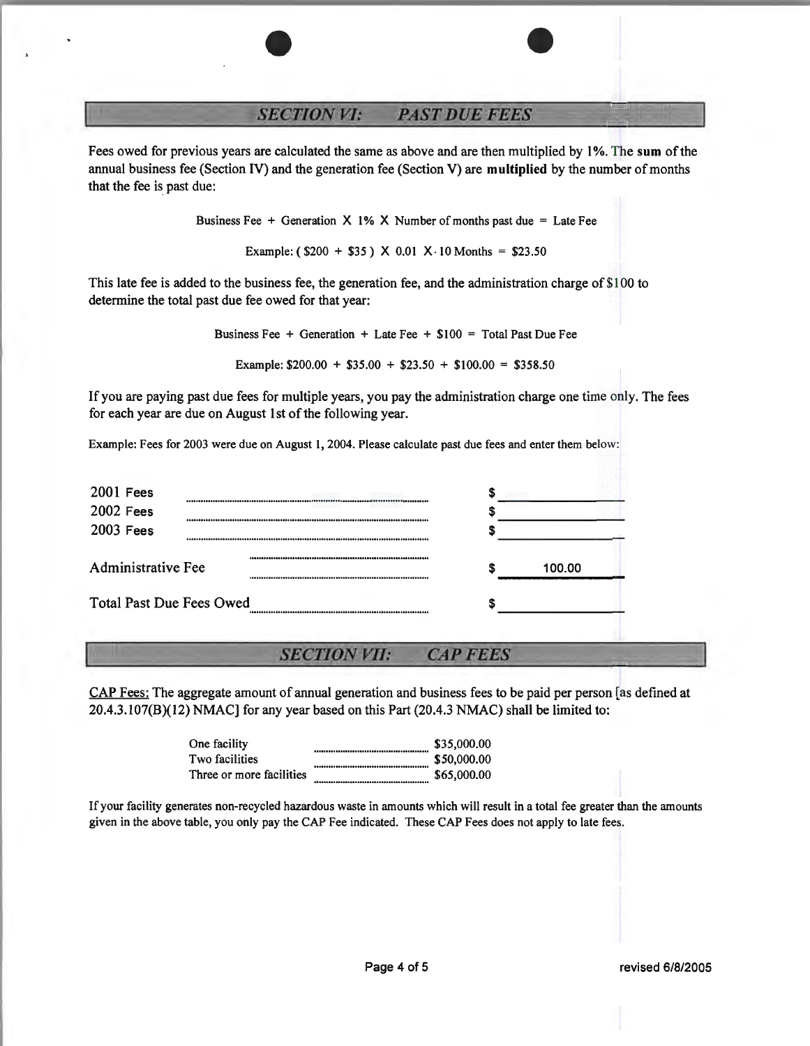## SECTION VI: PAST DUE FEES

Fees owed for previous years are calculated the same as above and are then multiplied by 1%. The **sum** of the annual business fee (Section IV) and the generation fee (Section V) are **multiplied** by the number of months that the fee is past due:

Business Fee + Generation X 1% X Number of months past due = Late Fee

Example: ( $200 + $35 ) X 0.01 X 10 Months = $23.50

This late fee is added to the business fee, the generation fee, and the administration charge of $100 to determine the total past due fee owed for that year:

Business Fee + Generation + Late Fee + $100 = Total Past Due Fee

Example: $200.00 + $35.00 + $23.50 + $100.00 = $358.50

If you are paying past due fees for multiple years, you pay the administration charge one time only. The fees for each year are due on August 1st of the following year.

Example: Fees for 2003 were due on August 1, 2004. Please calculate past due fees and enter them below:

| | |
|---|---|
| 2001 Fees | $ |
| 2002 Fees | $ |
| 2003 Fees | $ |
| Administrative Fee | $ 100.00 |
| Total Past Due Fees Owed | $ |

## SECTION VII: CAP FEES

CAP Fees: The aggregate amount of annual generation and business fees to be paid per person [as defined at 20.4.3.107(B)(12) NMAC] for any year based on this Part (20.4.3 NMAC) shall be limited to:

| | |
|---|---|
| One facility | $35,000.00 |
| Two facilities | $50,000.00 |
| Three or more facilities | $65,000.00 |

If your facility generates non-recycled hazardous waste in amounts which will result in a total fee greater than the amounts given in the above table, you only pay the CAP Fee indicated. These CAP Fees does not apply to late fees.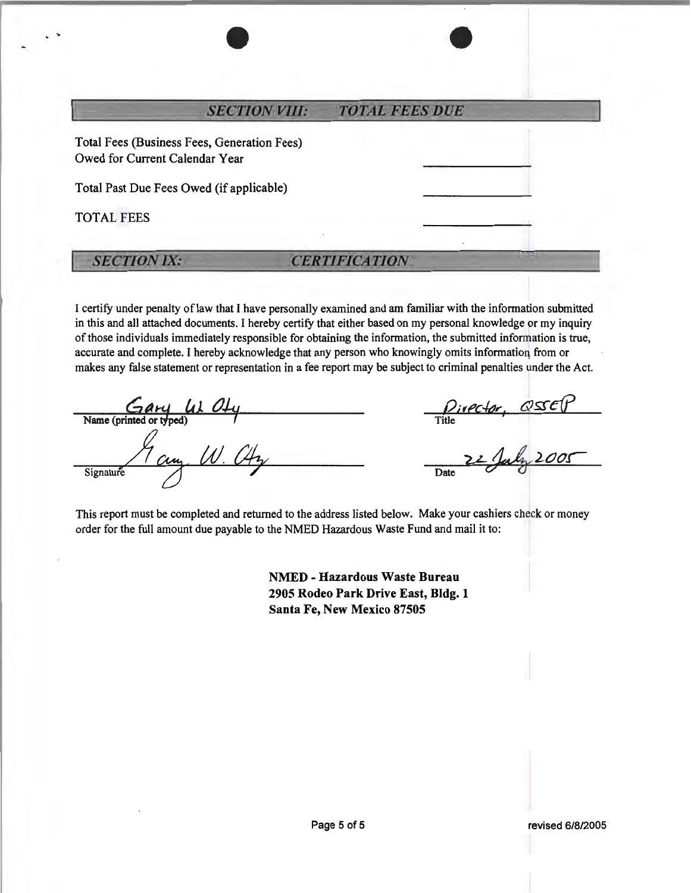## SECTION VIII: TOTAL FEES DUE

Total Fees (Business Fees, Generation Fees) Owed for Current Calendar Year \_\_\_\_\_\_\_\_\_\_\_\_

Total Past Due Fees Owed (if applicable) \_\_\_\_\_\_\_\_\_\_\_\_

TOTAL FEES \_\_\_\_\_\_\_\_\_\_\_\_

## SECTION IX: CERTIFICATION

I certify under penalty of law that I have personally examined and am familiar with the information submitted in this and all attached documents. I hereby certify that either based on my personal knowledge or my inquiry of those individuals immediately responsible for obtaining the information, the submitted information is true, accurate and complete. I hereby acknowledge that any person who knowingly omits information from or makes any false statement or representation in a fee report may be subject to criminal penalties under the Act.

Name (printed or typed): Gary W. Oty

Title: Director, QSSEP

Signature: Gary W. Oty

Date: 22 July 2005

This report must be completed and returned to the address listed below. Make your cashiers check or money order for the full amount due payable to the NMED Hazardous Waste Fund and mail it to:

**NMED - Hazardous Waste Bureau**
**2905 Rodeo Park Drive East, Bldg. 1**
**Santa Fe, New Mexico 87505**

revised 6/8/2005